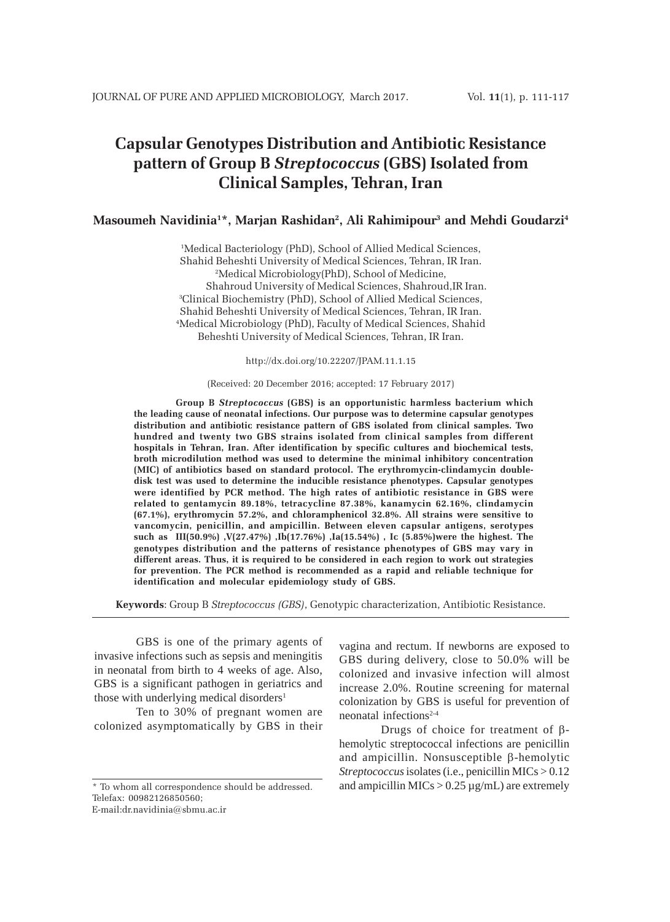# Capsular Genotypes Distribution and Antibiotic Resistance pattern of Group B *Streptococcus* (GBS) Isolated from Clinical Samples, Tehran, Iran

**Masoumeh Navidinia[1]*, Marjan Rashidan[2], Ali Rahimipour[3] and Mehdi Goudarzi[4]**

[1]Medical Bacteriology (PhD), School of Allied Medical Sciences, Shahid Beheshti University of Medical Sciences, Tehran, IR Iran.
[2]Medical Microbiology(PhD), School of Medicine, Shahroud University of Medical Sciences, Shahroud,IR Iran.
[3]Clinical Biochemistry (PhD), School of Allied Medical Sciences, Shahid Beheshti University of Medical Sciences, Tehran, IR Iran.
[4]Medical Microbiology (PhD), Faculty of Medical Sciences, Shahid Beheshti University of Medical Sciences, Tehran, IR Iran.

http://dx.doi.org/10.22207/JPAM.11.1.15

(Received: 20 December 2016; accepted: 17 February 2017)

**Group B *Streptococcus* (GBS) is an opportunistic harmless bacterium which the leading cause of neonatal infections. Our purpose was to determine capsular genotypes distribution and antibiotic resistance pattern of GBS isolated from clinical samples. Two hundred and twenty two GBS strains isolated from clinical samples from different hospitals in Tehran, Iran. After identification by specific cultures and biochemical tests, broth microdilution method was used to determine the minimal inhibitory concentration (MIC) of antibiotics based on standard protocol. The erythromycin-clindamycin double-disk test was used to determine the inducible resistance phenotypes. Capsular genotypes were identified by PCR method. The high rates of antibiotic resistance in GBS were related to gentamycin 89.18%, tetracycline 87.38%, kanamycin 62.16%, clindamycin (67.1%), erythromycin 57.2%, and chloramphenicol 32.8%. All strains were sensitive to vancomycin, penicillin, and ampicillin. Between eleven capsular antigens, serotypes such as III(50.9%) ,V(27.47%) ,Ib(17.76%) ,Ia(15.54%) , Ic (5.85%)were the highest. The genotypes distribution and the patterns of resistance phenotypes of GBS may vary in different areas. Thus, it is required to be considered in each region to work out strategies for prevention. The PCR method is recommended as a rapid and reliable technique for identification and molecular epidemiology study of GBS.**

**Keywords**: Group B *Streptococcus (GBS)*, Genotypic characterization, Antibiotic Resistance.

GBS is one of the primary agents of invasive infections such as sepsis and meningitis in neonatal from birth to 4 weeks of age. Also, GBS is a significant pathogen in geriatrics and those with underlying medical disorders[1]

Ten to 30% of pregnant women are colonized asymptomatically by GBS in their vagina and rectum. If newborns are exposed to GBS during delivery, close to 50.0% will be colonized and invasive infection will almost increase 2.0%. Routine screening for maternal colonization by GBS is useful for prevention of neonatal infections[2-4]

Drugs of choice for treatment of β-hemolytic streptococcal infections are penicillin and ampicillin. Nonsusceptible β-hemolytic *Streptococcus* isolates (i.e., penicillin MICs > 0.12 and ampicillin MICs > 0.25 μg/mL) are extremely

\* To whom all correspondence should be addressed.
Telefax: 00982126850560;
E-mail:dr.navidinia@sbmu.ac.ir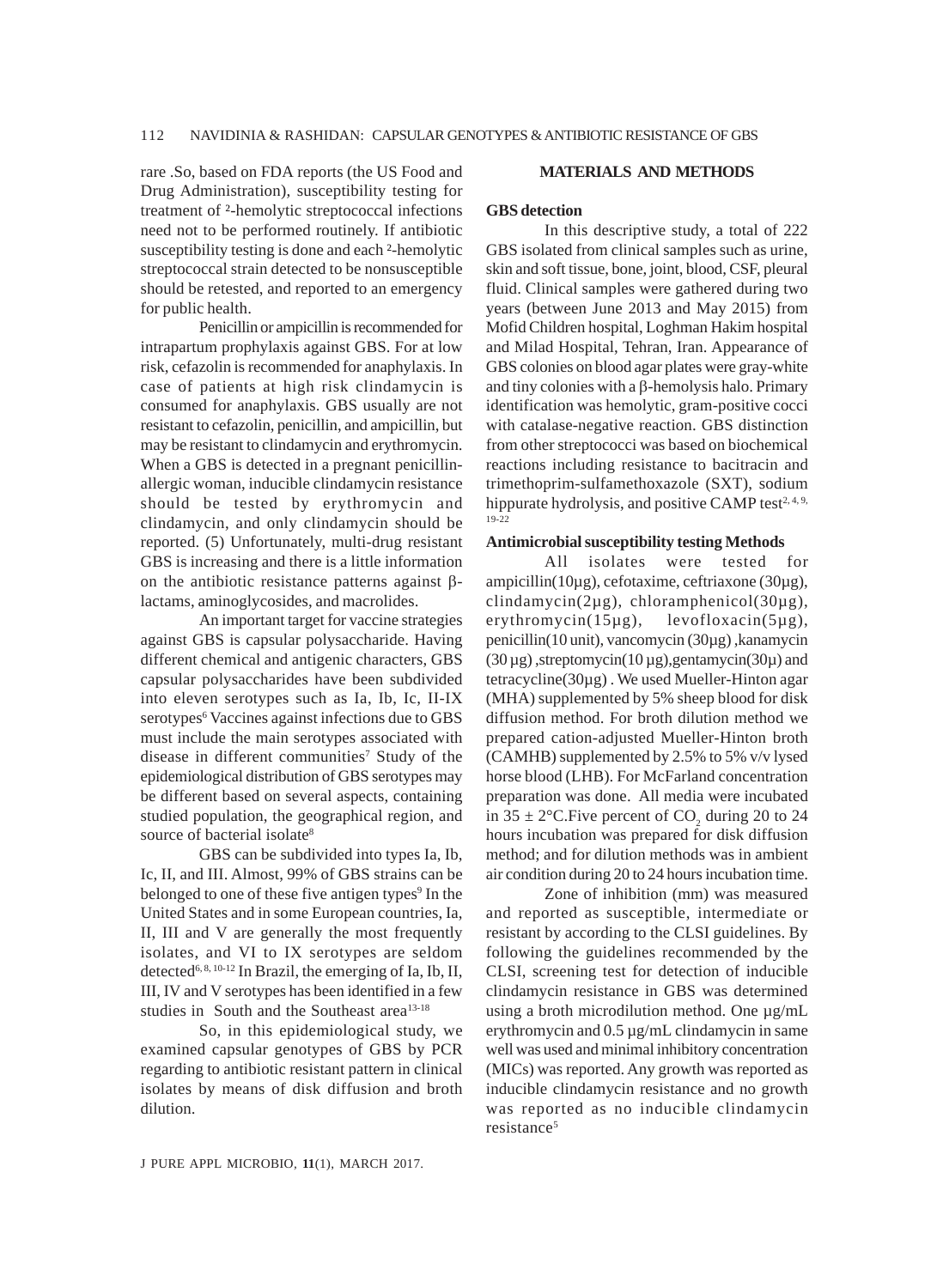rare .So, based on FDA reports (the US Food and Drug Administration), susceptibility testing for treatment of ²-hemolytic streptococcal infections need not to be performed routinely. If antibiotic susceptibility testing is done and each ²-hemolytic streptococcal strain detected to be nonsusceptible should be retested, and reported to an emergency for public health.

Penicillin or ampicillin is recommended for intrapartum prophylaxis against GBS. For at low risk, cefazolin is recommended for anaphylaxis. In case of patients at high risk clindamycin is consumed for anaphylaxis. GBS usually are not resistant to cefazolin, penicillin, and ampicillin, but may be resistant to clindamycin and erythromycin. When a GBS is detected in a pregnant penicillin-allergic woman, inducible clindamycin resistance should be tested by erythromycin and clindamycin, and only clindamycin should be reported. (5) Unfortunately, multi-drug resistant GBS is increasing and there is a little information on the antibiotic resistance patterns against β-lactams, aminoglycosides, and macrolides.

An important target for vaccine strategies against GBS is capsular polysaccharide. Having different chemical and antigenic characters, GBS capsular polysaccharides have been subdivided into eleven serotypes such as Ia, Ib, Ic, II-IX serotypes[6] Vaccines against infections due to GBS must include the main serotypes associated with disease in different communities[7] Study of the epidemiological distribution of GBS serotypes may be different based on several aspects, containing studied population, the geographical region, and source of bacterial isolate[8]

GBS can be subdivided into types Ia, Ib, Ic, II, and III. Almost, 99% of GBS strains can be belonged to one of these five antigen types[9] In the United States and in some European countries, Ia, II, III and V are generally the most frequently isolates, and VI to IX serotypes are seldom detected[6, 8, 10-12] In Brazil, the emerging of Ia, Ib, II, III, IV and V serotypes has been identified in a few studies in South and the Southeast area[13-18]

So, in this epidemiological study, we examined capsular genotypes of GBS by PCR regarding to antibiotic resistant pattern in clinical isolates by means of disk diffusion and broth dilution.

## MATERIALS AND METHODS

### GBS detection

In this descriptive study, a total of 222 GBS isolated from clinical samples such as urine, skin and soft tissue, bone, joint, blood, CSF, pleural fluid. Clinical samples were gathered during two years (between June 2013 and May 2015) from Mofid Children hospital, Loghman Hakim hospital and Milad Hospital, Tehran, Iran. Appearance of GBS colonies on blood agar plates were gray-white and tiny colonies with a β-hemolysis halo. Primary identification was hemolytic, gram-positive cocci with catalase-negative reaction. GBS distinction from other streptococci was based on biochemical reactions including resistance to bacitracin and trimethoprim-sulfamethoxazole (SXT), sodium hippurate hydrolysis, and positive CAMP test[2, 4, 9, 19-22]

### Antimicrobial susceptibility testing Methods

All isolates were tested for ampicillin(10µg), cefotaxime, ceftriaxone (30µg), clindamycin(2µg), chloramphenicol(30µg), erythromycin(15µg), levofloxacin(5µg), penicillin(10 unit), vancomycin (30µg) ,kanamycin (30 µg) ,streptomycin(10 µg),gentamycin(30µ) and tetracycline(30µg) . We used Mueller-Hinton agar (MHA) supplemented by 5% sheep blood for disk diffusion method. For broth dilution method we prepared cation-adjusted Mueller-Hinton broth (CAMHB) supplemented by 2.5% to 5% v/v lysed horse blood (LHB). For McFarland concentration preparation was done. All media were incubated in 35 ± 2°C.Five percent of $CO_2$ during 20 to 24 hours incubation was prepared for disk diffusion method; and for dilution methods was in ambient air condition during 20 to 24 hours incubation time.

Zone of inhibition (mm) was measured and reported as susceptible, intermediate or resistant by according to the CLSI guidelines. By following the guidelines recommended by the CLSI, screening test for detection of inducible clindamycin resistance in GBS was determined using a broth microdilution method. One µg/mL erythromycin and 0.5 µg/mL clindamycin in same well was used and minimal inhibitory concentration (MICs) was reported. Any growth was reported as inducible clindamycin resistance and no growth was reported as no inducible clindamycin resistance[5]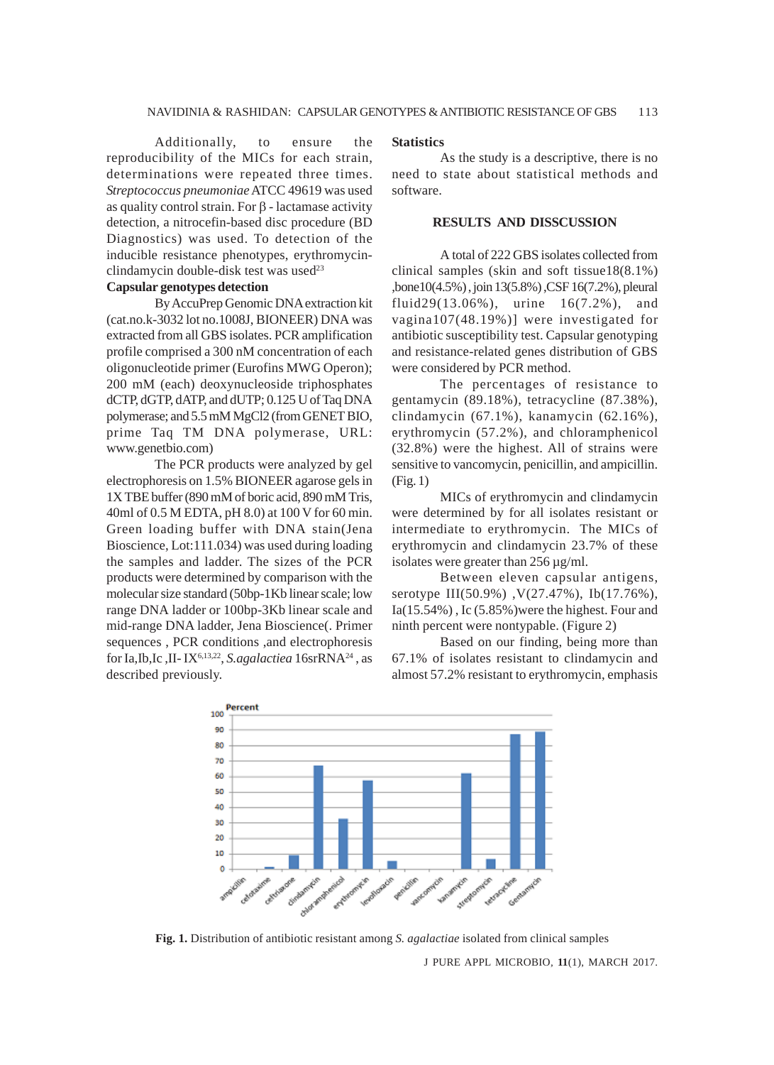Additionally, to ensure the reproducibility of the MICs for each strain, determinations were repeated three times. *Streptococcus pneumoniae* ATCC 49619 was used as quality control strain. For β - lactamase activity detection, a nitrocefin-based disc procedure (BD Diagnostics) was used. To detection of the inducible resistance phenotypes, erythromycin-clindamycin double-disk test was used[23]

**Capsular genotypes detection**

By AccuPrep Genomic DNA extraction kit (cat.no.k-3032 lot no.1008J, BIONEER) DNA was extracted from all GBS isolates. PCR amplification profile comprised a 300 nM concentration of each oligonucleotide primer (Eurofins MWG Operon); 200 mM (each) deoxynucleoside triphosphates dCTP, dGTP, dATP, and dUTP; 0.125 U of Taq DNA polymerase; and 5.5 mM MgCl2 (from GENET BIO, prime Taq TM DNA polymerase, URL: www.genetbio.com)

The PCR products were analyzed by gel electrophoresis on 1.5% BIONEER agarose gels in 1X TBE buffer (890 mM of boric acid, 890 mM Tris, 40ml of 0.5 M EDTA, pH 8.0) at 100 V for 60 min. Green loading buffer with DNA stain(Jena Bioscience, Lot:111.034) was used during loading the samples and ladder. The sizes of the PCR products were determined by comparison with the molecular size standard (50bp-1Kb linear scale; low range DNA ladder or 100bp-3Kb linear scale and mid-range DNA ladder, Jena Bioscience(. Primer sequences , PCR conditions ,and electrophoresis for Ia,Ib,Ic ,II- IX[6,13,22], *S.agalactiea* 16srRNA[24] , as described previously.

**Statistics**

As the study is a descriptive, there is no need to state about statistical methods and software.

## RESULTS AND DISSCUSSION

A total of 222 GBS isolates collected from clinical samples (skin and soft tissue18(8.1%) ,bone10(4.5%) , join 13(5.8%) ,CSF 16(7.2%), pleural fluid29(13.06%), urine 16(7.2%), and vagina107(48.19%)] were investigated for antibiotic susceptibility test. Capsular genotyping and resistance-related genes distribution of GBS were considered by PCR method.

The percentages of resistance to gentamycin (89.18%), tetracycline (87.38%), clindamycin (67.1%), kanamycin (62.16%), erythromycin (57.2%), and chloramphenicol (32.8%) were the highest. All of strains were sensitive to vancomycin, penicillin, and ampicillin. (Fig. 1)

MICs of erythromycin and clindamycin were determined by for all isolates resistant or intermediate to erythromycin. The MICs of erythromycin and clindamycin 23.7% of these isolates were greater than 256 µg/ml.

Between eleven capsular antigens, serotype III(50.9%) ,V(27.47%), Ib(17.76%), Ia(15.54%) , Ic (5.85%)were the highest. Four and ninth percent were nontypable. (Figure 2)

Based on our finding, being more than 67.1% of isolates resistant to clindamycin and almost 57.2% resistant to erythromycin, emphasis

**Fig. 1.** Distribution of antibiotic resistant among *S. agalactiae* isolated from clinical samples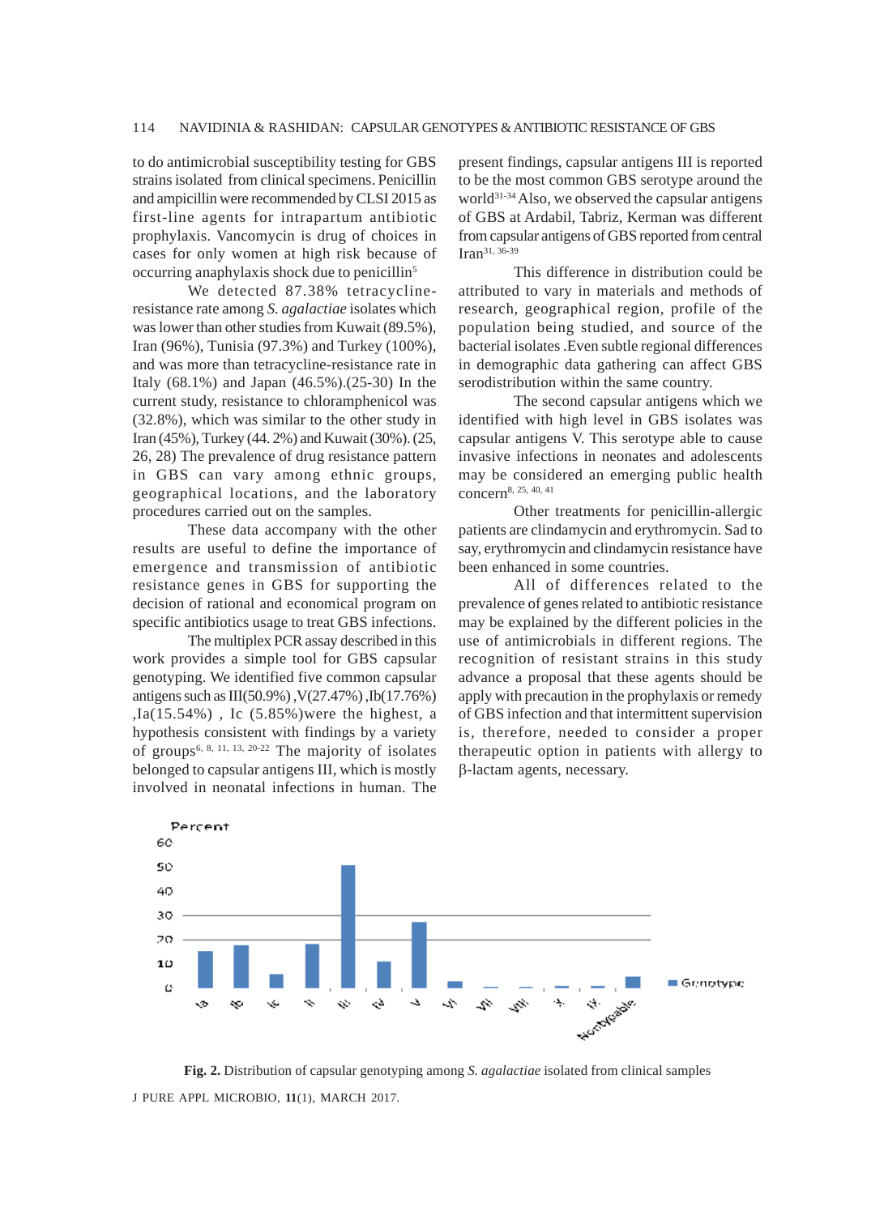to do antimicrobial susceptibility testing for GBS strains isolated from clinical specimens. Penicillin and ampicillin were recommended by CLSI 2015 as first-line agents for intrapartum antibiotic prophylaxis. Vancomycin is drug of choices in cases for only women at high risk because of occurring anaphylaxis shock due to penicillin[5]

We detected 87.38% tetracycline-resistance rate among *S. agalactiae* isolates which was lower than other studies from Kuwait (89.5%), Iran (96%), Tunisia (97.3%) and Turkey (100%), and was more than tetracycline-resistance rate in Italy (68.1%) and Japan (46.5%).(25-30) In the current study, resistance to chloramphenicol was (32.8%), which was similar to the other study in Iran (45%), Turkey (44. 2%) and Kuwait (30%). (25, 26, 28) The prevalence of drug resistance pattern in GBS can vary among ethnic groups, geographical locations, and the laboratory procedures carried out on the samples.

These data accompany with the other results are useful to define the importance of emergence and transmission of antibiotic resistance genes in GBS for supporting the decision of rational and economical program on specific antibiotics usage to treat GBS infections.

The multiplex PCR assay described in this work provides a simple tool for GBS capsular genotyping. We identified five common capsular antigens such as III(50.9%) ,V(27.47%) ,Ib(17.76%) ,Ia(15.54%) , Ic (5.85%)were the highest, a hypothesis consistent with findings by a variety of groups[6, 8, 11, 13, 20-22] The majority of isolates belonged to capsular antigens III, which is mostly involved in neonatal infections in human. The present findings, capsular antigens III is reported to be the most common GBS serotype around the world[31-34] Also, we observed the capsular antigens of GBS at Ardabil, Tabriz, Kerman was different from capsular antigens of GBS reported from central Iran[31, 36-39]

This difference in distribution could be attributed to vary in materials and methods of research, geographical region, profile of the population being studied, and source of the bacterial isolates .Even subtle regional differences in demographic data gathering can affect GBS serodistribution within the same country.

The second capsular antigens which we identified with high level in GBS isolates was capsular antigens V. This serotype able to cause invasive infections in neonates and adolescents may be considered an emerging public health concern[8, 25, 40, 41]

Other treatments for penicillin-allergic patients are clindamycin and erythromycin. Sad to say, erythromycin and clindamycin resistance have been enhanced in some countries.

All of differences related to the prevalence of genes related to antibiotic resistance may be explained by the different policies in the use of antimicrobials in different regions. The recognition of resistant strains in this study advance a proposal that these agents should be apply with precaution in the prophylaxis or remedy of GBS infection and that intermittent supervision is, therefore, needed to consider a proper therapeutic option in patients with allergy to β-lactam agents, necessary.

**Fig. 2.** Distribution of capsular genotyping among *S. agalactiae* isolated from clinical samples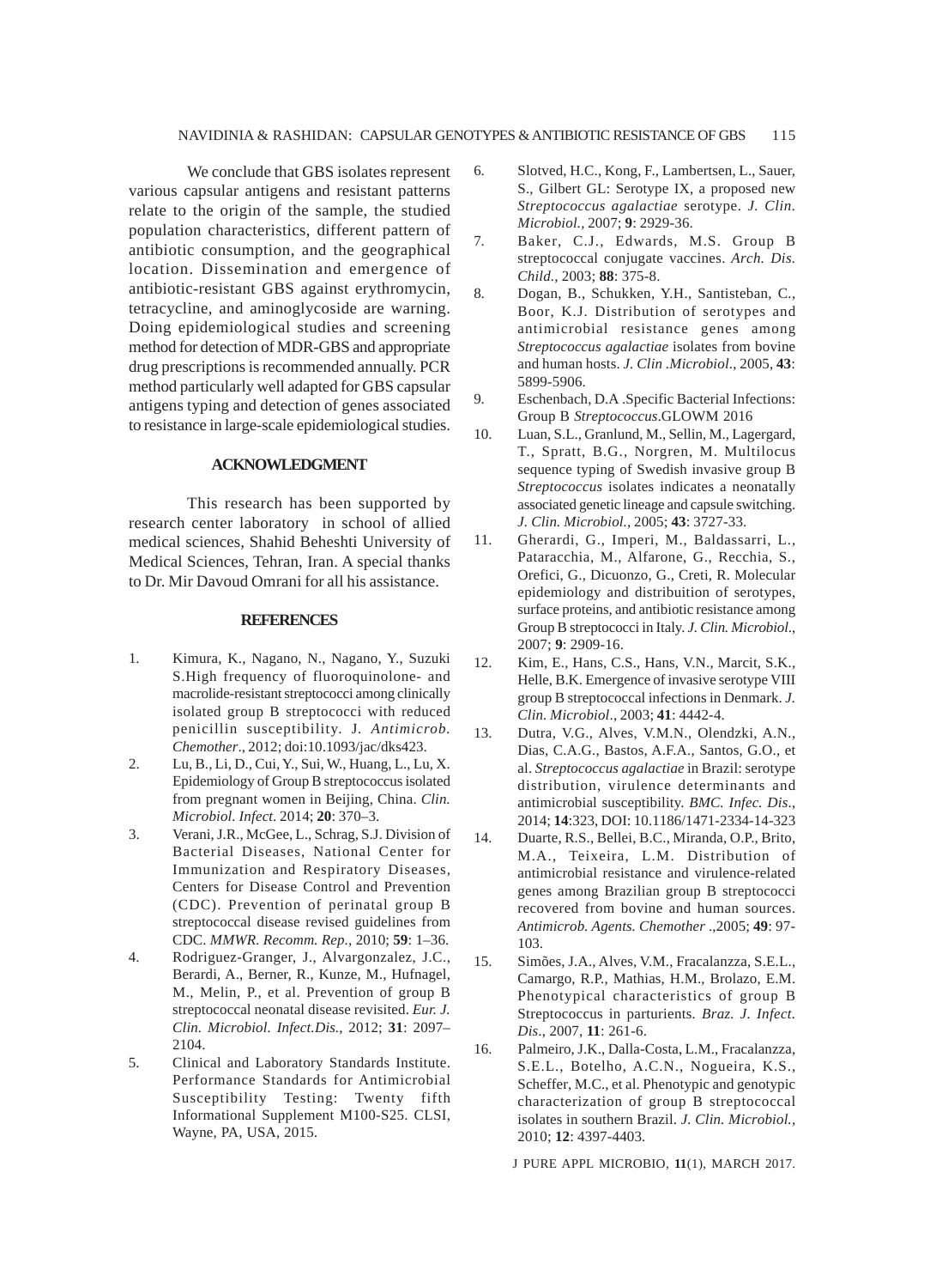We conclude that GBS isolates represent various capsular antigens and resistant patterns relate to the origin of the sample, the studied population characteristics, different pattern of antibiotic consumption, and the geographical location. Dissemination and emergence of antibiotic-resistant GBS against erythromycin, tetracycline, and aminoglycoside are warning. Doing epidemiological studies and screening method for detection of MDR-GBS and appropriate drug prescriptions is recommended annually. PCR method particularly well adapted for GBS capsular antigens typing and detection of genes associated to resistance in large-scale epidemiological studies.

## ACKNOWLEDGMENT

This research has been supported by research center laboratory in school of allied medical sciences, Shahid Beheshti University of Medical Sciences, Tehran, Iran. A special thanks to Dr. Mir Davoud Omrani for all his assistance.

## REFERENCES

1. Kimura, K., Nagano, N., Nagano, Y., Suzuki S.High frequency of fluoroquinolone- and macrolide-resistant streptococci among clinically isolated group B streptococci with reduced penicillin susceptibility. J. *Antimicrob. Chemother*., 2012; doi:10.1093/jac/dks423.
2. Lu, B., Li, D., Cui, Y., Sui, W., Huang, L., Lu, X. Epidemiology of Group B streptococcus isolated from pregnant women in Beijing, China. *Clin. Microbiol. Infect*. 2014; **20**: 370–3.
3. Verani, J.R., McGee, L., Schrag, S.J. Division of Bacterial Diseases, National Center for Immunization and Respiratory Diseases, Centers for Disease Control and Prevention (CDC). Prevention of perinatal group B streptococcal disease revised guidelines from CDC. *MMWR. Recomm. Rep.*, 2010; **59**: 1–36.
4. Rodriguez-Granger, J., Alvargonzalez, J.C., Berardi, A., Berner, R., Kunze, M., Hufnagel, M., Melin, P., et al. Prevention of group B streptococcal neonatal disease revisited. *Eur. J. Clin. Microbiol. Infect.Dis.*, 2012; **31**: 2097–2104.
5. Clinical and Laboratory Standards Institute. Performance Standards for Antimicrobial Susceptibility Testing: Twenty fifth Informational Supplement M100-S25. CLSI, Wayne, PA, USA, 2015.
6. Slotved, H.C., Kong, F., Lambertsen, L., Sauer, S., Gilbert GL: Serotype IX, a proposed new *Streptococcus agalactiae* serotype. *J. Clin. Microbiol.*, 2007; **9**: 2929-36.
7. Baker, C.J., Edwards, M.S. Group B streptococcal conjugate vaccines. *Arch. Dis. Child.*, 2003; **88**: 375-8.
8. Dogan, B., Schukken, Y.H., Santisteban, C., Boor, K.J. Distribution of serotypes and antimicrobial resistance genes among *Streptococcus agalactiae* isolates from bovine and human hosts. *J. Clin .Microbiol.*, 2005, **43**: 5899-5906.
9. Eschenbach, D.A .Specific Bacterial Infections: Group B *Streptococcus*.GLOWM 2016
10. Luan, S.L., Granlund, M., Sellin, M., Lagergard, T., Spratt, B.G., Norgren, M. Multilocus sequence typing of Swedish invasive group B *Streptococcus* isolates indicates a neonatally associated genetic lineage and capsule switching. *J. Clin. Microbiol.*, 2005; **43**: 3727-33.
11. Gherardi, G., Imperi, M., Baldassarri, L., Pataracchia, M., Alfarone, G., Recchia, S., Orefici, G., Dicuonzo, G., Creti, R. Molecular epidemiology and distribuition of serotypes, surface proteins, and antibiotic resistance among Group B streptococci in Italy. *J. Clin. Microbiol.*, 2007; **9**: 2909-16.
12. Kim, E., Hans, C.S., Hans, V.N., Marcit, S.K., Helle, B.K. Emergence of invasive serotype VIII group B streptococcal infections in Denmark. *J. Clin. Microbiol*., 2003; **41**: 4442-4.
13. Dutra, V.G., Alves, V.M.N., Olendzki, A.N., Dias, C.A.G., Bastos, A.F.A., Santos, G.O., et al. *Streptococcus agalactiae* in Brazil: serotype distribution, virulence determinants and antimicrobial susceptibility. *BMC. Infec. Dis*., 2014; **14**:323, DOI: 10.1186/1471-2334-14-323
14. Duarte, R.S., Bellei, B.C., Miranda, O.P., Brito, M.A., Teixeira, L.M. Distribution of antimicrobial resistance and virulence-related genes among Brazilian group B streptococci recovered from bovine and human sources. *Antimicrob. Agents. Chemother* .,2005; **49**: 97-103.
15. Simões, J.A., Alves, V.M., Fracalanzza, S.E.L., Camargo, R.P., Mathias, H.M., Brolazo, E.M. Phenotypical characteristics of group B Streptococcus in parturients. *Braz. J. Infect. Dis.*, 2007, **11**: 261-6.
16. Palmeiro, J.K., Dalla-Costa, L.M., Fracalanzza, S.E.L., Botelho, A.C.N., Nogueira, K.S., Scheffer, M.C., et al. Phenotypic and genotypic characterization of group B streptococcal isolates in southern Brazil. *J. Clin. Microbiol.*, 2010; **12**: 4397-4403.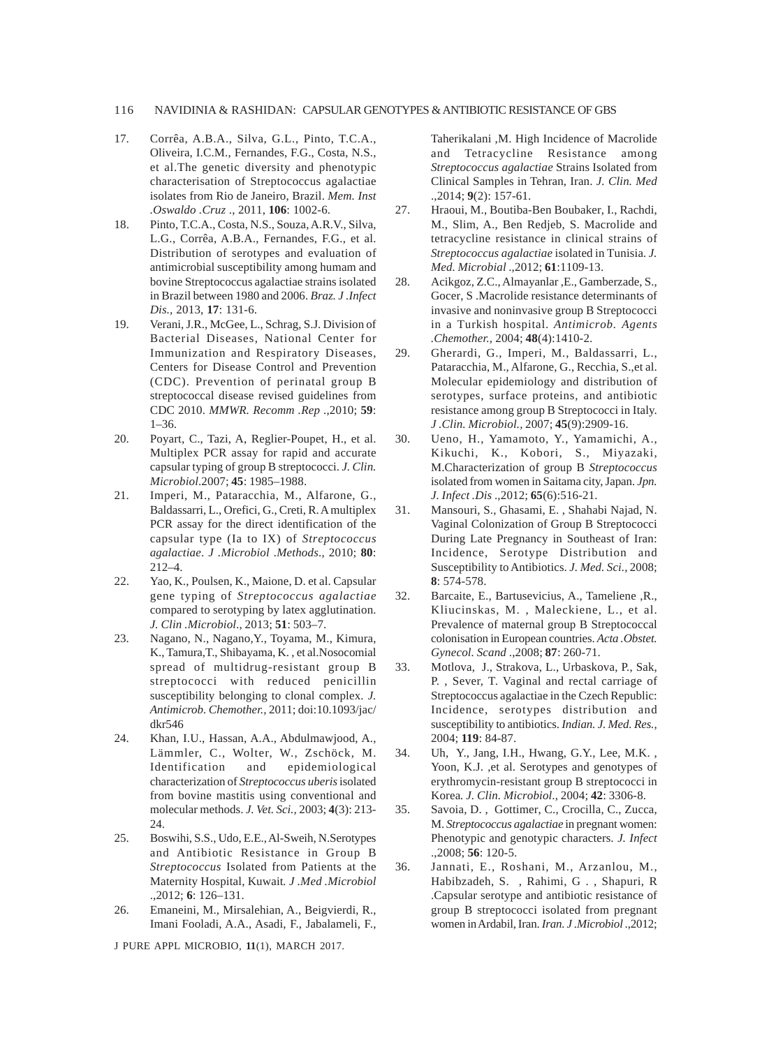17. Corrêa, A.B.A., Silva, G.L., Pinto, T.C.A., Oliveira, I.C.M., Fernandes, F.G., Costa, N.S., et al.The genetic diversity and phenotypic characterisation of Streptococcus agalactiae isolates from Rio de Janeiro, Brazil. *Mem. Inst .Oswaldo .Cruz* ., 2011, **106**: 1002-6.
18. Pinto, T.C.A., Costa, N.S., Souza, A.R.V., Silva, L.G., Corrêa, A.B.A., Fernandes, F.G., et al. Distribution of serotypes and evaluation of antimicrobial susceptibility among humam and bovine Streptococcus agalactiae strains isolated in Brazil between 1980 and 2006. *Braz. J .Infect Dis.*, 2013, **17**: 131-6.
19. Verani, J.R., McGee, L., Schrag, S.J. Division of Bacterial Diseases, National Center for Immunization and Respiratory Diseases, Centers for Disease Control and Prevention (CDC). Prevention of perinatal group B streptococcal disease revised guidelines from CDC 2010. *MMWR. Recomm .Rep* .,2010; **59**: 1–36.
20. Poyart, C., Tazi, A, Reglier-Poupet, H., et al. Multiplex PCR assay for rapid and accurate capsular typing of group B streptococci. *J. Clin. Microbiol*.2007; **45**: 1985–1988.
21. Imperi, M., Pataracchia, M., Alfarone, G., Baldassarri, L., Orefici, G., Creti, R. A multiplex PCR assay for the direct identification of the capsular type (Ia to IX) of *Streptococcus agalactiae*. *J .Microbiol .Methods*., 2010; **80**: 212–4.
22. Yao, K., Poulsen, K., Maione, D. et al. Capsular gene typing of *Streptococcus agalactiae* compared to serotyping by latex agglutination. *J. Clin .Microbiol.,* 2013; **51**: 503–7.
23. Nagano, N., Nagano,Y., Toyama, M., Kimura, K., Tamura,T., Shibayama, K. , et al.Nosocomial spread of multidrug-resistant group B streptococci with reduced penicillin susceptibility belonging to clonal complex. *J. Antimicrob. Chemother.*, 2011; doi:10.1093/jac/dkr546
24. Khan, I.U., Hassan, A.A., Abdulmawjood, A., Lämmler, C., Wolter, W., Zschöck, M. Identification and epidemiological characterization of *Streptococcus uberis* isolated from bovine mastitis using conventional and molecular methods. *J. Vet. Sci.,* 2003; **4**(3): 213-24.
25. Boswihi, S.S., Udo, E.E., Al-Sweih, N.Serotypes and Antibiotic Resistance in Group B *Streptococcus* Isolated from Patients at the Maternity Hospital, Kuwait. *J .Med .Microbiol* .,2012; **6**: 126–131.
26. Emaneini, M., Mirsalehian, A., Beigvierdi, R., Imani Fooladi, A.A., Asadi, F., Jabalameli, F., Taherikalani ,M. High Incidence of Macrolide and Tetracycline Resistance among *Streptococcus agalactiae* Strains Isolated from Clinical Samples in Tehran, Iran. *J. Clin. Med* .,2014; **9**(2): 157-61.
27. Hraoui, M., Boutiba-Ben Boubaker, I., Rachdi, M., Slim, A., Ben Redjeb, S. Macrolide and tetracycline resistance in clinical strains of *Streptococcus agalactiae* isolated in Tunisia. *J. Med. Microbial* .,2012; **61**:1109-13.
28. Acikgoz, Z.C., Almayanlar ,E., Gamberzade, S., Gocer, S .Macrolide resistance determinants of invasive and noninvasive group B Streptococci in a Turkish hospital. *Antimicrob. Agents .Chemother.*, 2004; **48**(4):1410-2.
29. Gherardi, G., Imperi, M., Baldassarri, L., Pataracchia, M., Alfarone, G., Recchia, S.,et al. Molecular epidemiology and distribution of serotypes, surface proteins, and antibiotic resistance among group B Streptococci in Italy. *J .Clin. Microbiol.*, 2007; **45**(9):2909-16.
30. Ueno, H., Yamamoto, Y., Yamamichi, A., Kikuchi, K., Kobori, S., Miyazaki, M.Characterization of group B *Streptococcus* isolated from women in Saitama city, Japan. *Jpn. J. Infect .Dis* .,2012; **65**(6):516-21.
31. Mansouri, S., Ghasami, E. , Shahabi Najad, N. Vaginal Colonization of Group B Streptococci During Late Pregnancy in Southeast of Iran: Incidence, Serotype Distribution and Susceptibility to Antibiotics. *J. Med. Sci.*, 2008; **8**: 574-578.
32. Barcaite, E., Bartusevicius, A., Tameliene ,R., Kliucinskas, M. , Maleckiene, L., et al. Prevalence of maternal group B Streptococcal colonisation in European countries. *Acta .Obstet. Gynecol. Scand* .,2008; **87**: 260-71.
33. Motlova, J., Strakova, L., Urbaskova, P., Sak, P. , Sever, T. Vaginal and rectal carriage of Streptococcus agalactiae in the Czech Republic: Incidence, serotypes distribution and susceptibility to antibiotics. *Indian. J. Med. Res.*, 2004; **119**: 84-87.
34. Uh, Y., Jang, I.H., Hwang, G.Y., Lee, M.K. , Yoon, K.J. ,et al. Serotypes and genotypes of erythromycin-resistant group B streptococci in Korea. *J. Clin. Microbiol*., 2004; **42**: 3306-8.
35. Savoia, D. , Gottimer, C., Crocilla, C., Zucca, M. *Streptococcus agalactiae* in pregnant women: Phenotypic and genotypic characters. *J. Infect* .,2008; **56**: 120-5.
36. Jannati, E., Roshani, M., Arzanlou, M., Habibzadeh, S. , Rahimi, G . , Shapuri, R .Capsular serotype and antibiotic resistance of group B streptococci isolated from pregnant women in Ardabil, Iran. *Iran. J .Microbiol* .,2012;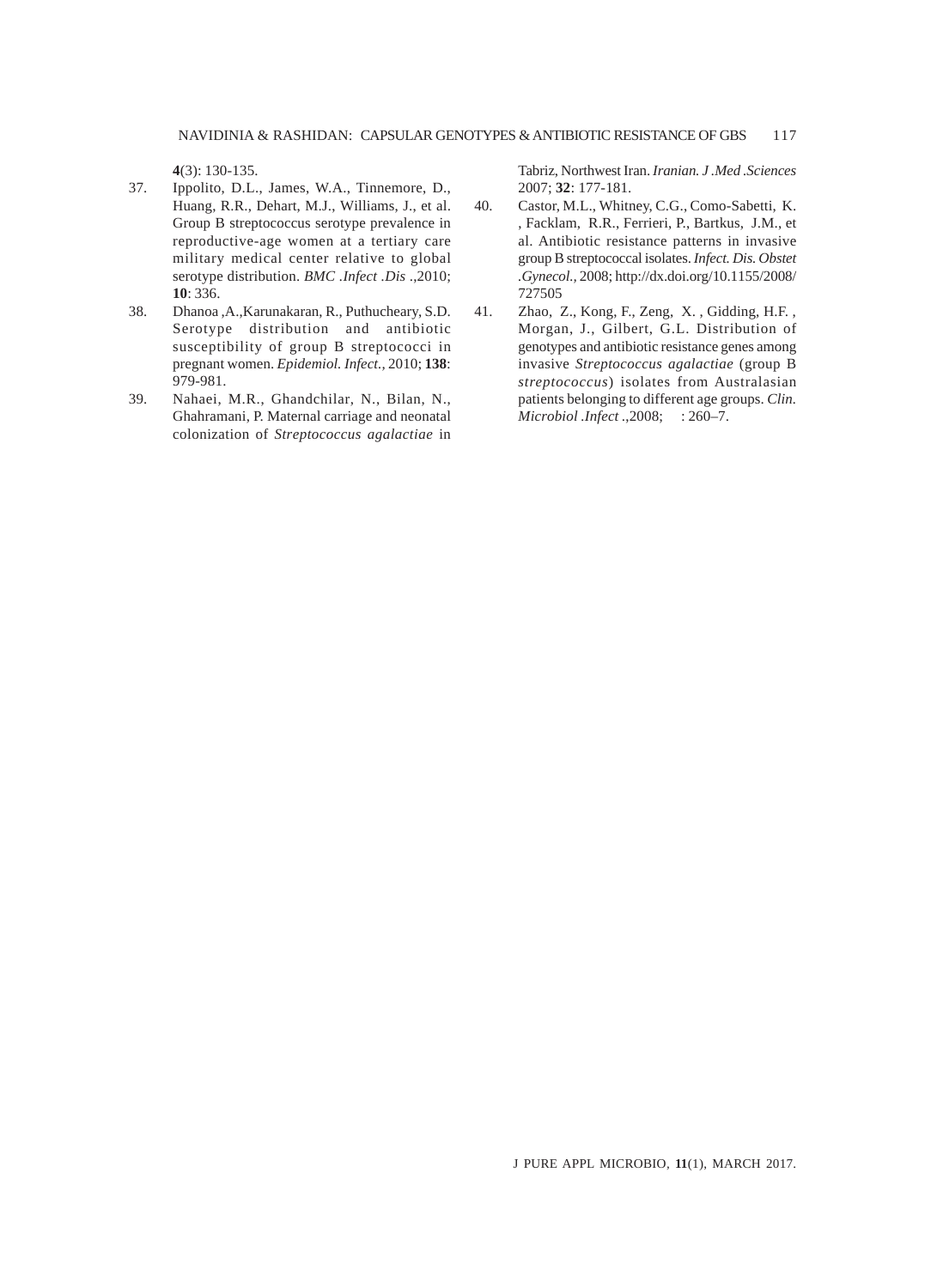4(3): 130-135.

37. Ippolito, D.L., James, W.A., Tinnemore, D., Huang, R.R., Dehart, M.J., Williams, J., et al. Group B streptococcus serotype prevalence in reproductive-age women at a tertiary care military medical center relative to global serotype distribution. *BMC .Infect .Dis* .,2010; **10**: 336.
38. Dhanoa ,A.,Karunakaran, R., Puthucheary, S.D. Serotype distribution and antibiotic susceptibility of group B streptococci in pregnant women. *Epidemiol. Infect.,* 2010; **138**: 979-981.
39. Nahaei, M.R., Ghandchilar, N., Bilan, N., Ghahramani, P. Maternal carriage and neonatal colonization of *Streptococcus agalactiae* in Tabriz, Northwest Iran. *Iranian. J .Med .Sciences* 2007; **32**: 177-181.
40. Castor, M.L., Whitney, C.G., Como-Sabetti, K. , Facklam, R.R., Ferrieri, P., Bartkus, J.M., et al. Antibiotic resistance patterns in invasive group B streptococcal isolates. *Infect. Dis. Obstet .Gynecol.,* 2008; http://dx.doi.org/10.1155/2008/727505
41. Zhao, Z., Kong, F., Zeng, X. , Gidding, H.F. , Morgan, J., Gilbert, G.L. Distribution of genotypes and antibiotic resistance genes among invasive *Streptococcus agalactiae* (group B *streptococcus*) isolates from Australasian patients belonging to different age groups. *Clin. Microbiol .Infect* .,2008; : 260–7.